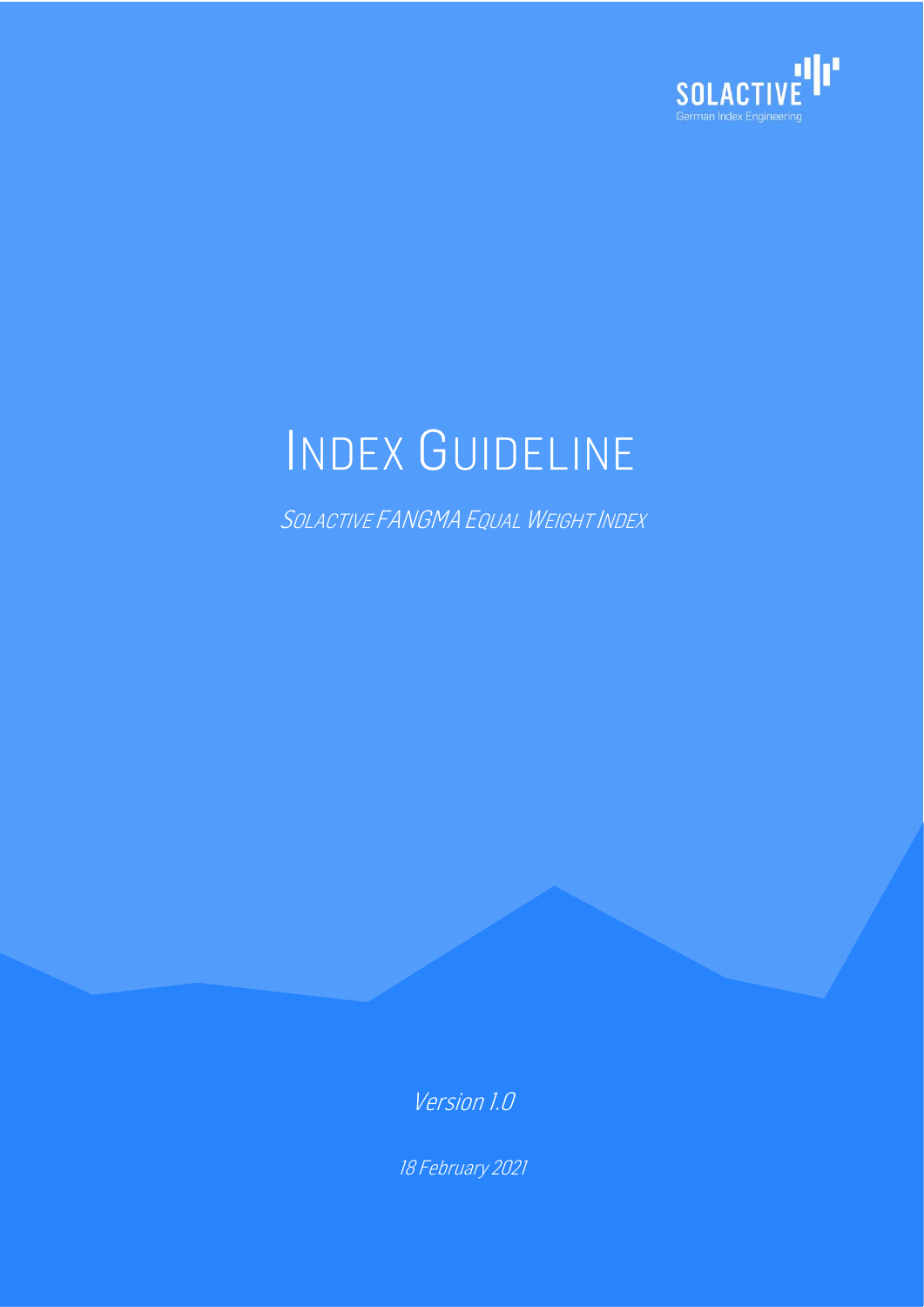SOLACTIVE
German Index Engineering

# INDEX GUIDELINE

## SOLACTIVE FANGMA EQUAL WEIGHT INDEX

*Version 1.0*

*18 February 2021*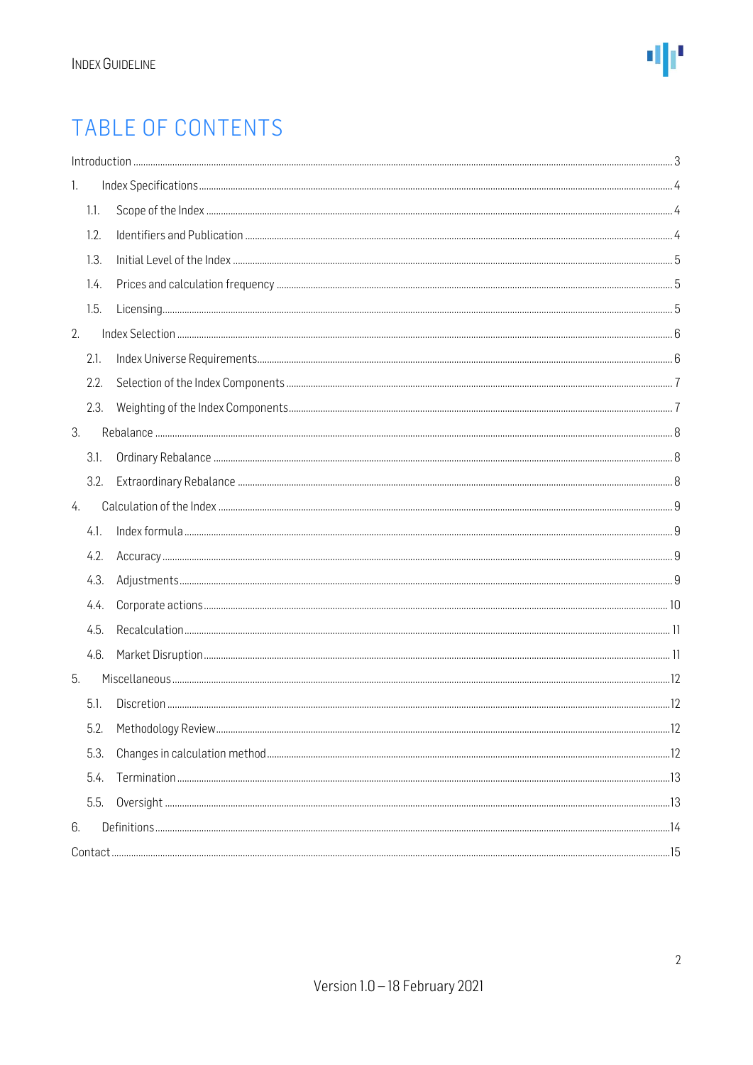# TABLE OF CONTENTS

Introduction ..... 3

1. Index Specifications ..... 4
   - 1.1. Scope of the Index ..... 4
   - 1.2. Identifiers and Publication ..... 4
   - 1.3. Initial Level of the Index ..... 5
   - 1.4. Prices and calculation frequency ..... 5
   - 1.5. Licensing ..... 5
2. Index Selection ..... 6
   - 2.1. Index Universe Requirements ..... 6
   - 2.2. Selection of the Index Components ..... 7
   - 2.3. Weighting of the Index Components ..... 7
3. Rebalance ..... 8
   - 3.1. Ordinary Rebalance ..... 8
   - 3.2. Extraordinary Rebalance ..... 8
4. Calculation of the Index ..... 9
   - 4.1. Index formula ..... 9
   - 4.2. Accuracy ..... 9
   - 4.3. Adjustments ..... 9
   - 4.4. Corporate actions ..... 10
   - 4.5. Recalculation ..... 11
   - 4.6. Market Disruption ..... 11
5. Miscellaneous ..... 12
   - 5.1. Discretion ..... 12
   - 5.2. Methodology Review ..... 12
   - 5.3. Changes in calculation method ..... 12
   - 5.4. Termination ..... 13
   - 5.5. Oversight ..... 13
6. Definitions ..... 14

Contact ..... 15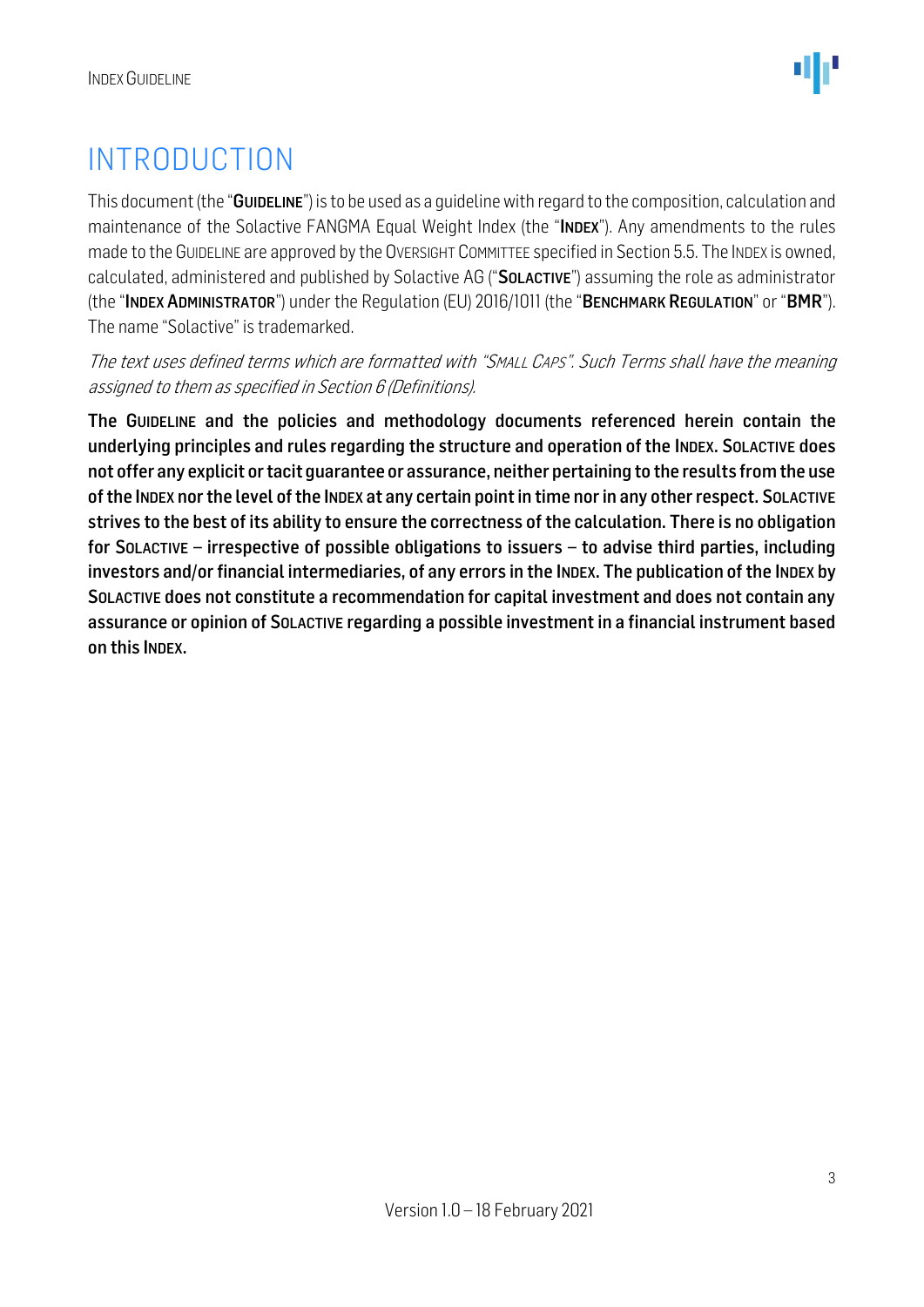# INTRODUCTION

This document (the "**GUIDELINE**") is to be used as a guideline with regard to the composition, calculation and maintenance of the Solactive FANGMA Equal Weight Index (the "**INDEX**"). Any amendments to the rules made to the GUIDELINE are approved by the OVERSIGHT COMMITTEE specified in Section 5.5. The INDEX is owned, calculated, administered and published by Solactive AG ("**SOLACTIVE**") assuming the role as administrator (the "**INDEX ADMINISTRATOR**") under the Regulation (EU) 2016/1011 (the "**BENCHMARK REGULATION**" or "**BMR**"). The name "Solactive" is trademarked.

*The text uses defined terms which are formatted with "SMALL CAPS". Such Terms shall have the meaning assigned to them as specified in Section 6 (Definitions).*

**The GUIDELINE and the policies and methodology documents referenced herein contain the underlying principles and rules regarding the structure and operation of the INDEX. SOLACTIVE does not offer any explicit or tacit guarantee or assurance, neither pertaining to the results from the use of the INDEX nor the level of the INDEX at any certain point in time nor in any other respect. SOLACTIVE strives to the best of its ability to ensure the correctness of the calculation. There is no obligation for SOLACTIVE – irrespective of possible obligations to issuers – to advise third parties, including investors and/or financial intermediaries, of any errors in the INDEX. The publication of the INDEX by SOLACTIVE does not constitute a recommendation for capital investment and does not contain any assurance or opinion of SOLACTIVE regarding a possible investment in a financial instrument based on this INDEX.**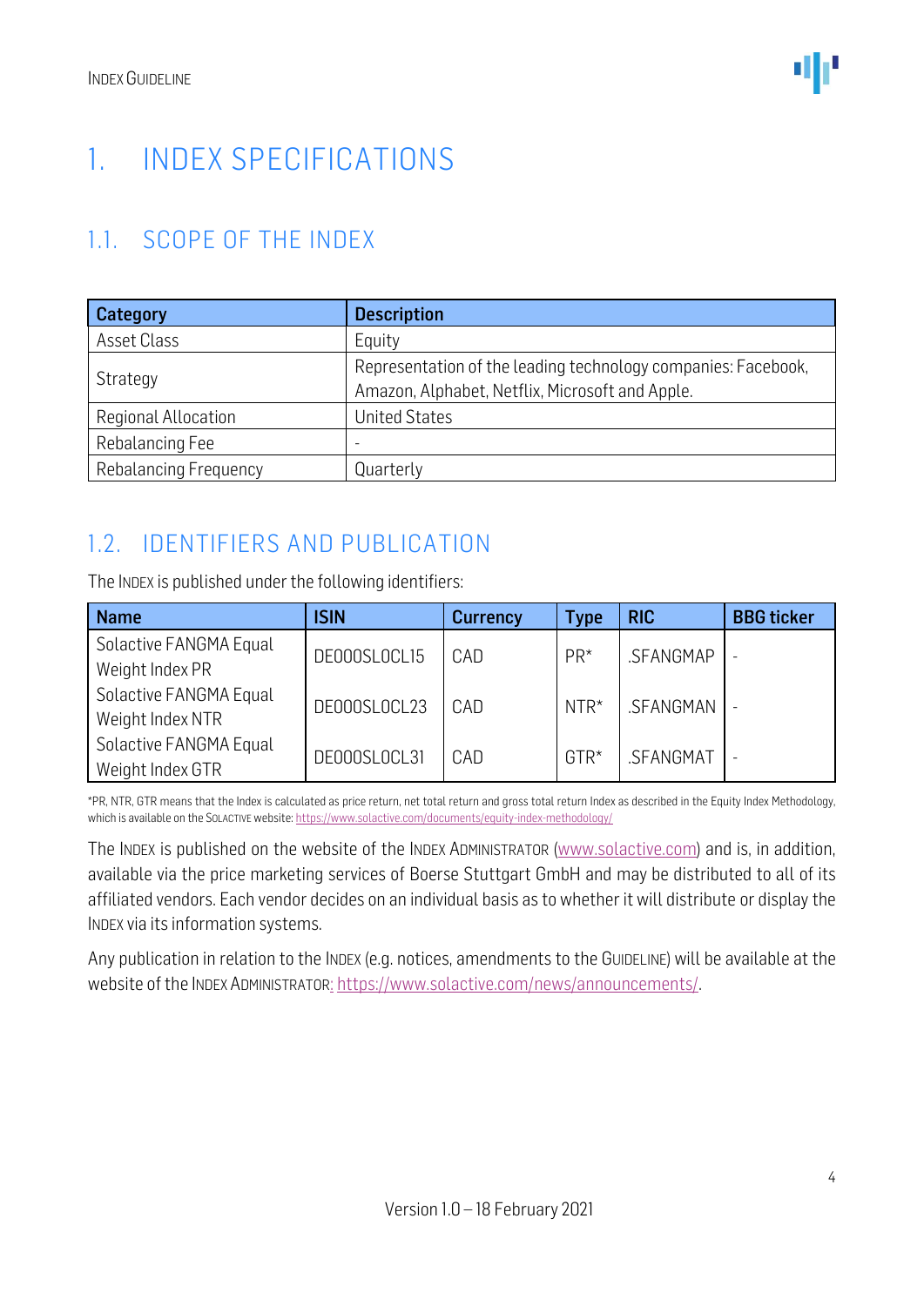# 1. INDEX SPECIFICATIONS

## 1.1. SCOPE OF THE INDEX

| Category | Description |
|---|---|
| Asset Class | Equity |
| Strategy | Representation of the leading technology companies: Facebook, Amazon, Alphabet, Netflix, Microsoft and Apple. |
| Regional Allocation | United States |
| Rebalancing Fee | - |
| Rebalancing Frequency | Quarterly |

## 1.2. IDENTIFIERS AND PUBLICATION

The INDEX is published under the following identifiers:

| Name | ISIN | Currency | Type | RIC | BBG ticker |
|---|---|---|---|---|---|
| Solactive FANGMA Equal Weight Index PR | DE000SL0CL15 | CAD | PR* | .SFANGMAP | - |
| Solactive FANGMA Equal Weight Index NTR | DE000SL0CL23 | CAD | NTR* | .SFANGMAN | - |
| Solactive FANGMA Equal Weight Index GTR | DE000SL0CL31 | CAD | GTR* | .SFANGMAT | - |

*PR, NTR, GTR means that the Index is calculated as price return, net total return and gross total return Index as described in the Equity Index Methodology, which is available on the SOLACTIVE website: https://www.solactive.com/documents/equity-index-methodology/

The INDEX is published on the website of the INDEX ADMINISTRATOR (www.solactive.com) and is, in addition, available via the price marketing services of Boerse Stuttgart GmbH and may be distributed to all of its affiliated vendors. Each vendor decides on an individual basis as to whether it will distribute or display the INDEX via its information systems.

Any publication in relation to the INDEX (e.g. notices, amendments to the GUIDELINE) will be available at the website of the INDEX ADMINISTRATOR: https://www.solactive.com/news/announcements/.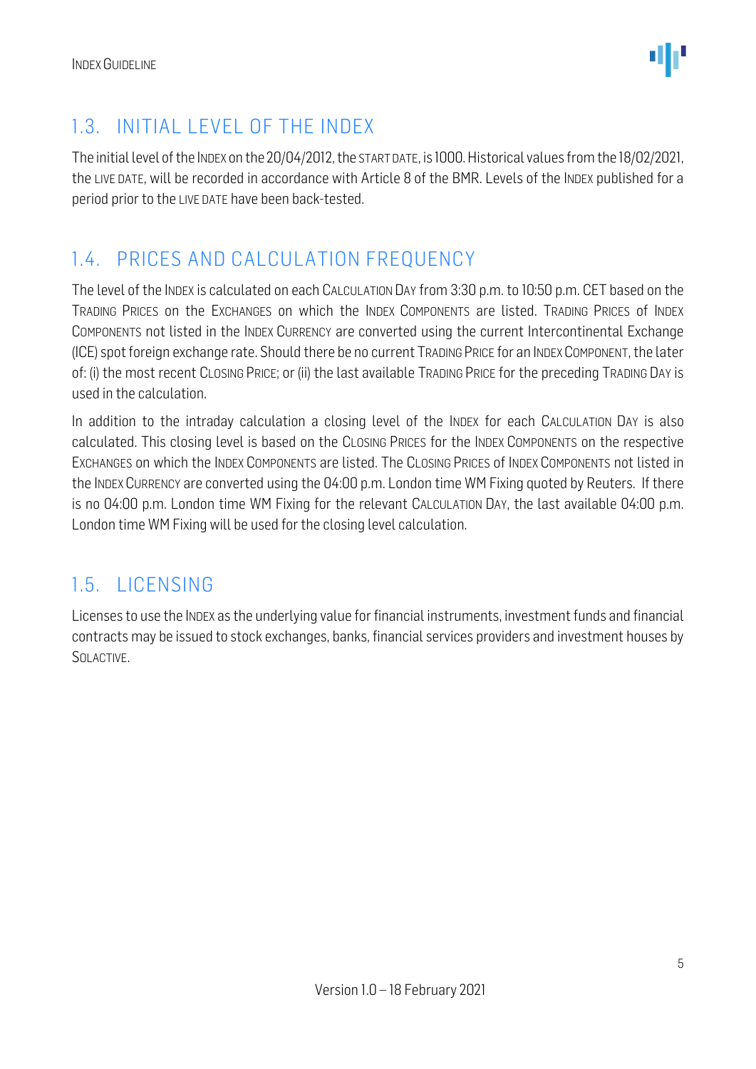## 1.3. INITIAL LEVEL OF THE INDEX

The initial level of the INDEX on the 20/04/2012, the START DATE, is 1000. Historical values from the 18/02/2021, the LIVE DATE, will be recorded in accordance with Article 8 of the BMR. Levels of the INDEX published for a period prior to the LIVE DATE have been back-tested.

## 1.4. PRICES AND CALCULATION FREQUENCY

The level of the INDEX is calculated on each CALCULATION DAY from 3:30 p.m. to 10:50 p.m. CET based on the TRADING PRICES on the EXCHANGES on which the INDEX COMPONENTS are listed. TRADING PRICES of INDEX COMPONENTS not listed in the INDEX CURRENCY are converted using the current Intercontinental Exchange (ICE) spot foreign exchange rate. Should there be no current TRADING PRICE for an INDEX COMPONENT, the later of: (i) the most recent CLOSING PRICE; or (ii) the last available TRADING PRICE for the preceding TRADING DAY is used in the calculation.

In addition to the intraday calculation a closing level of the INDEX for each CALCULATION DAY is also calculated. This closing level is based on the CLOSING PRICES for the INDEX COMPONENTS on the respective EXCHANGES on which the INDEX COMPONENTS are listed. The CLOSING PRICES of INDEX COMPONENTS not listed in the INDEX CURRENCY are converted using the 04:00 p.m. London time WM Fixing quoted by Reuters. If there is no 04:00 p.m. London time WM Fixing for the relevant CALCULATION DAY, the last available 04:00 p.m. London time WM Fixing will be used for the closing level calculation.

## 1.5. LICENSING

Licenses to use the INDEX as the underlying value for financial instruments, investment funds and financial contracts may be issued to stock exchanges, banks, financial services providers and investment houses by SOLACTIVE.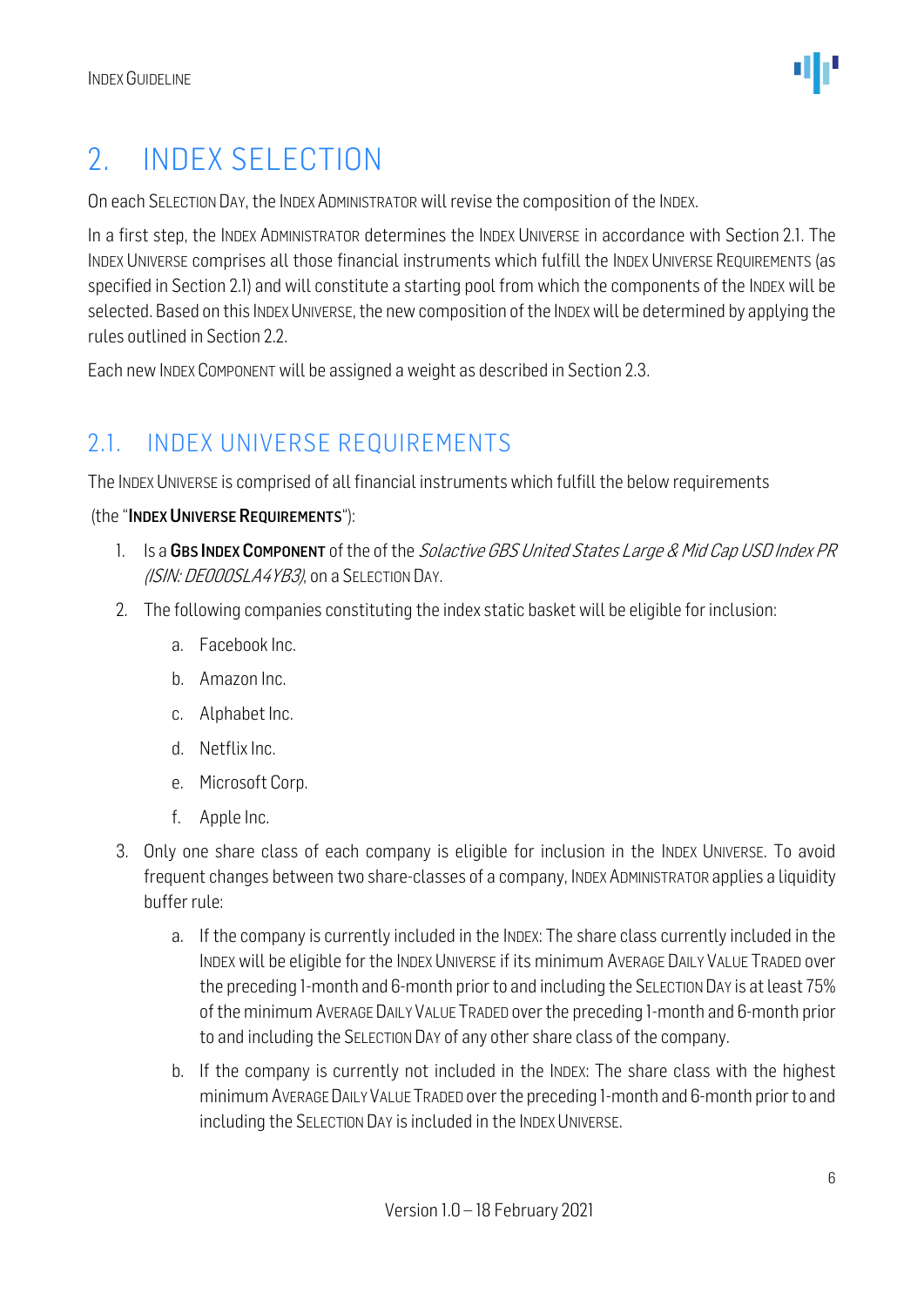# 2. INDEX SELECTION

On each SELECTION DAY, the INDEX ADMINISTRATOR will revise the composition of the INDEX.

In a first step, the INDEX ADMINISTRATOR determines the INDEX UNIVERSE in accordance with Section 2.1. The INDEX UNIVERSE comprises all those financial instruments which fulfill the INDEX UNIVERSE REQUIREMENTS (as specified in Section 2.1) and will constitute a starting pool from which the components of the INDEX will be selected. Based on this INDEX UNIVERSE, the new composition of the INDEX will be determined by applying the rules outlined in Section 2.2.

Each new INDEX COMPONENT will be assigned a weight as described in Section 2.3.

## 2.1. INDEX UNIVERSE REQUIREMENTS

The INDEX UNIVERSE is comprised of all financial instruments which fulfill the below requirements (the "**INDEX UNIVERSE REQUIREMENTS**"):

1. Is a **GBS INDEX COMPONENT** of the of the *Solactive GBS United States Large & Mid Cap USD Index PR (ISIN: DE000SLA4YB3)*, on a SELECTION DAY.
2. The following companies constituting the index static basket will be eligible for inclusion:
   a. Facebook Inc.
   b. Amazon Inc.
   c. Alphabet Inc.
   d. Netflix Inc.
   e. Microsoft Corp.
   f. Apple Inc.
3. Only one share class of each company is eligible for inclusion in the INDEX UNIVERSE. To avoid frequent changes between two share-classes of a company, INDEX ADMINISTRATOR applies a liquidity buffer rule:
   a. If the company is currently included in the INDEX: The share class currently included in the INDEX will be eligible for the INDEX UNIVERSE if its minimum AVERAGE DAILY VALUE TRADED over the preceding 1-month and 6-month prior to and including the SELECTION DAY is at least 75% of the minimum AVERAGE DAILY VALUE TRADED over the preceding 1-month and 6-month prior to and including the SELECTION DAY of any other share class of the company.
   b. If the company is currently not included in the INDEX: The share class with the highest minimum AVERAGE DAILY VALUE TRADED over the preceding 1-month and 6-month prior to and including the SELECTION DAY is included in the INDEX UNIVERSE.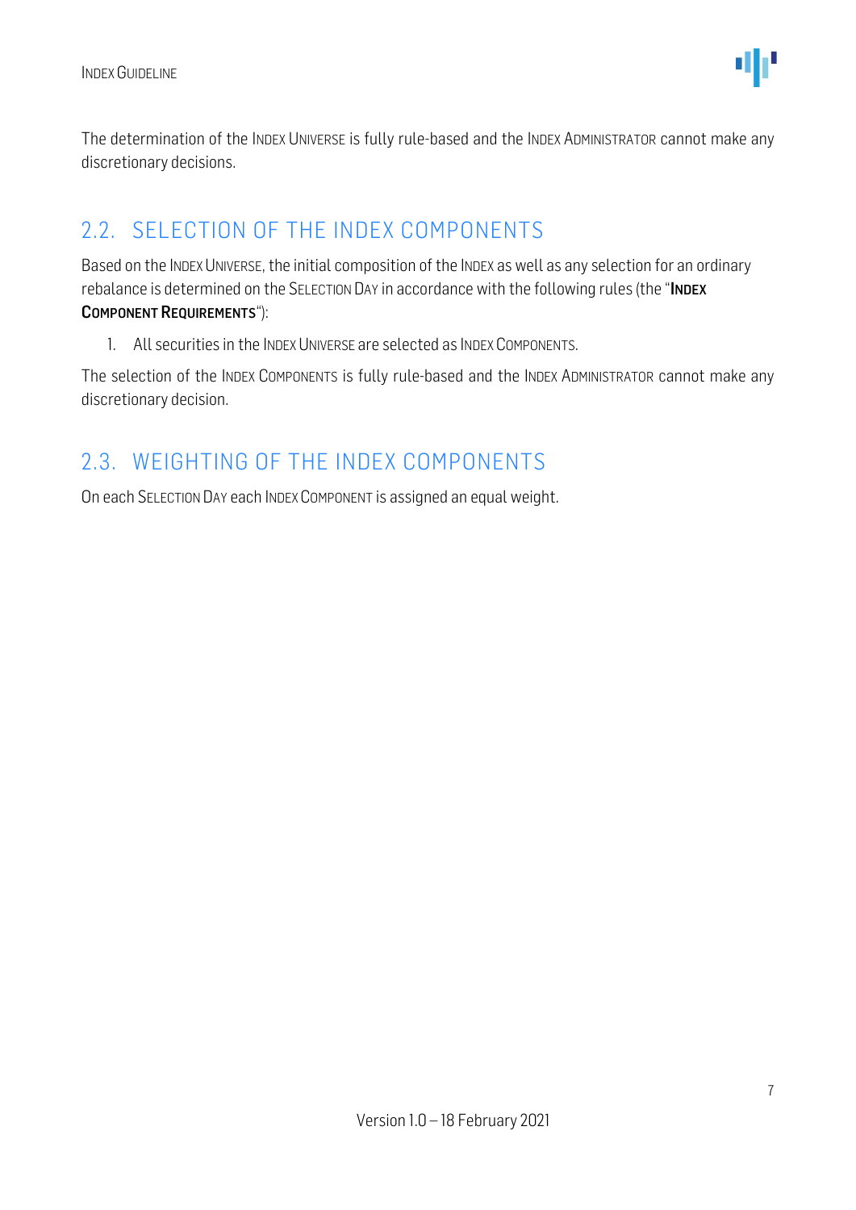The determination of the INDEX UNIVERSE is fully rule-based and the INDEX ADMINISTRATOR cannot make any discretionary decisions.

## 2.2. SELECTION OF THE INDEX COMPONENTS

Based on the INDEX UNIVERSE, the initial composition of the INDEX as well as any selection for an ordinary rebalance is determined on the SELECTION DAY in accordance with the following rules (the "**INDEX COMPONENT REQUIREMENTS**"):

1. All securities in the INDEX UNIVERSE are selected as INDEX COMPONENTS.

The selection of the INDEX COMPONENTS is fully rule-based and the INDEX ADMINISTRATOR cannot make any discretionary decision.

## 2.3. WEIGHTING OF THE INDEX COMPONENTS

On each SELECTION DAY each INDEX COMPONENT is assigned an equal weight.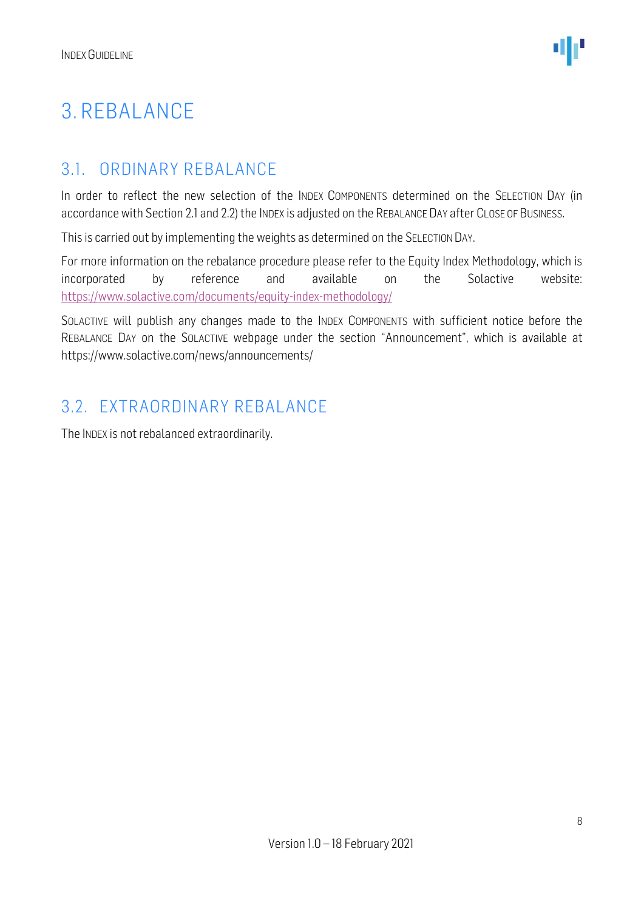# 3. REBALANCE

## 3.1. ORDINARY REBALANCE

In order to reflect the new selection of the INDEX COMPONENTS determined on the SELECTION DAY (in accordance with Section 2.1 and 2.2) the INDEX is adjusted on the REBALANCE DAY after CLOSE OF BUSINESS.

This is carried out by implementing the weights as determined on the SELECTION DAY.

For more information on the rebalance procedure please refer to the Equity Index Methodology, which is incorporated by reference and available on the Solactive website: https://www.solactive.com/documents/equity-index-methodology/

SOLACTIVE will publish any changes made to the INDEX COMPONENTS with sufficient notice before the REBALANCE DAY on the SOLACTIVE webpage under the section "Announcement", which is available at https://www.solactive.com/news/announcements/

## 3.2. EXTRAORDINARY REBALANCE

The INDEX is not rebalanced extraordinarily.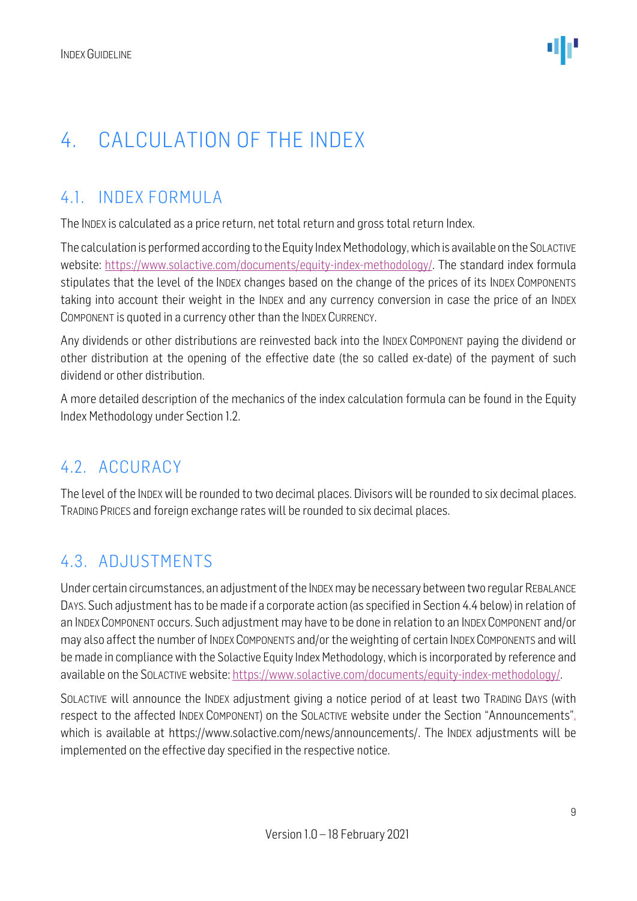# 4. CALCULATION OF THE INDEX

## 4.1. INDEX FORMULA

The INDEX is calculated as a price return, net total return and gross total return Index.

The calculation is performed according to the Equity Index Methodology, which is available on the SOLACTIVE website: https://www.solactive.com/documents/equity-index-methodology/. The standard index formula stipulates that the level of the INDEX changes based on the change of the prices of its INDEX COMPONENTS taking into account their weight in the INDEX and any currency conversion in case the price of an INDEX COMPONENT is quoted in a currency other than the INDEX CURRENCY.

Any dividends or other distributions are reinvested back into the INDEX COMPONENT paying the dividend or other distribution at the opening of the effective date (the so called ex-date) of the payment of such dividend or other distribution.

A more detailed description of the mechanics of the index calculation formula can be found in the Equity Index Methodology under Section 1.2.

## 4.2. ACCURACY

The level of the INDEX will be rounded to two decimal places. Divisors will be rounded to six decimal places. TRADING PRICES and foreign exchange rates will be rounded to six decimal places.

## 4.3. ADJUSTMENTS

Under certain circumstances, an adjustment of the INDEX may be necessary between two regular REBALANCE DAYS. Such adjustment has to be made if a corporate action (as specified in Section 4.4 below) in relation of an INDEX COMPONENT occurs. Such adjustment may have to be done in relation to an INDEX COMPONENT and/or may also affect the number of INDEX COMPONENTS and/or the weighting of certain INDEX COMPONENTS and will be made in compliance with the Solactive Equity Index Methodology, which is incorporated by reference and available on the SOLACTIVE website: https://www.solactive.com/documents/equity-index-methodology/.

SOLACTIVE will announce the INDEX adjustment giving a notice period of at least two TRADING DAYS (with respect to the affected INDEX COMPONENT) on the SOLACTIVE website under the Section "Announcements", which is available at https://www.solactive.com/news/announcements/. The INDEX adjustments will be implemented on the effective day specified in the respective notice.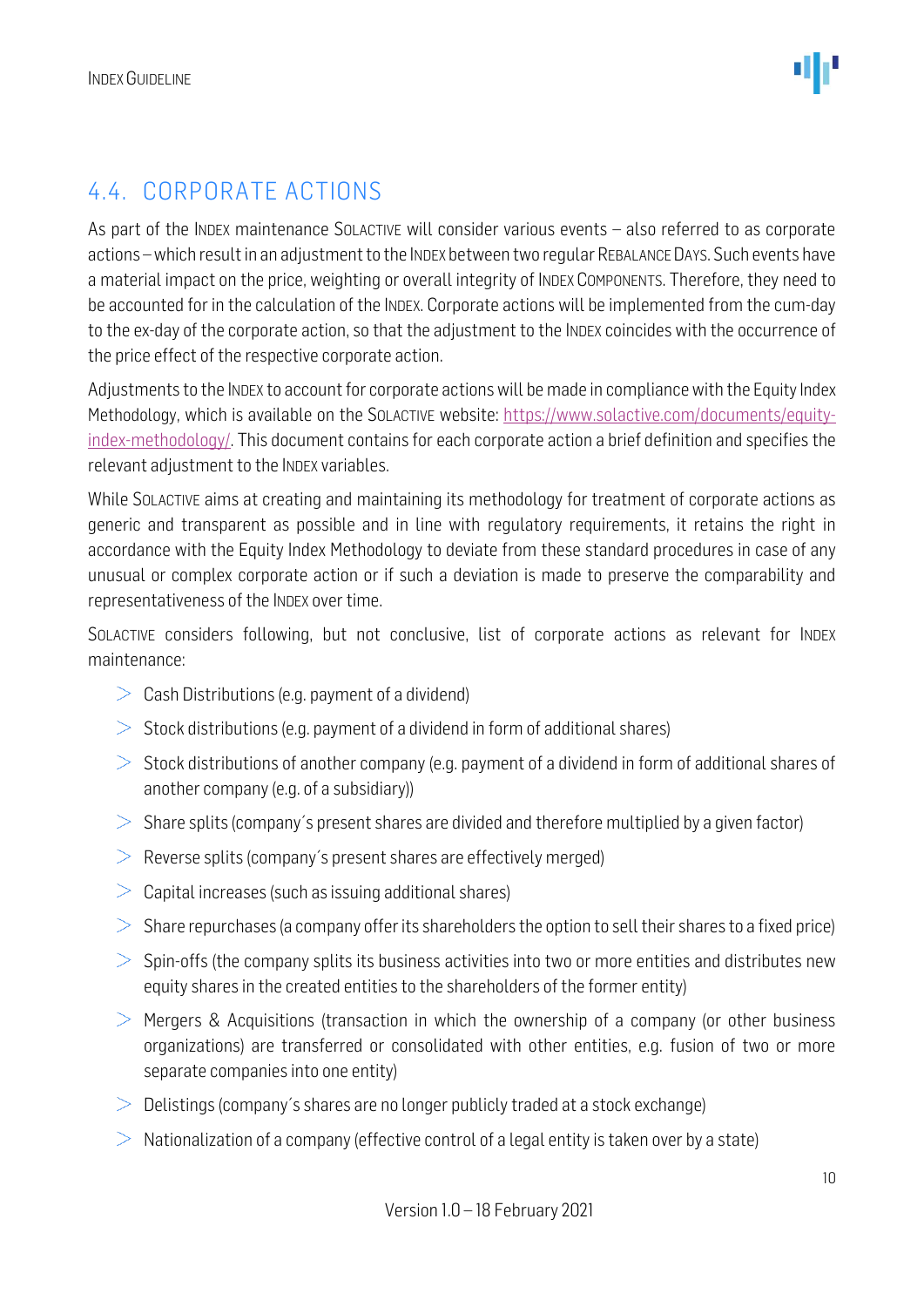## 4.4. CORPORATE ACTIONS

As part of the INDEX maintenance SOLACTIVE will consider various events – also referred to as corporate actions – which result in an adjustment to the INDEX between two regular REBALANCE DAYS. Such events have a material impact on the price, weighting or overall integrity of INDEX COMPONENTS. Therefore, they need to be accounted for in the calculation of the INDEX. Corporate actions will be implemented from the cum-day to the ex-day of the corporate action, so that the adjustment to the INDEX coincides with the occurrence of the price effect of the respective corporate action.

Adjustments to the INDEX to account for corporate actions will be made in compliance with the Equity Index Methodology, which is available on the SOLACTIVE website: https://www.solactive.com/documents/equity-index-methodology/. This document contains for each corporate action a brief definition and specifies the relevant adjustment to the INDEX variables.

While SOLACTIVE aims at creating and maintaining its methodology for treatment of corporate actions as generic and transparent as possible and in line with regulatory requirements, it retains the right in accordance with the Equity Index Methodology to deviate from these standard procedures in case of any unusual or complex corporate action or if such a deviation is made to preserve the comparability and representativeness of the INDEX over time.

SOLACTIVE considers following, but not conclusive, list of corporate actions as relevant for INDEX maintenance:

- Cash Distributions (e.g. payment of a dividend)
- Stock distributions (e.g. payment of a dividend in form of additional shares)
- Stock distributions of another company (e.g. payment of a dividend in form of additional shares of another company (e.g. of a subsidiary))
- Share splits (company´s present shares are divided and therefore multiplied by a given factor)
- Reverse splits (company´s present shares are effectively merged)
- Capital increases (such as issuing additional shares)
- Share repurchases (a company offer its shareholders the option to sell their shares to a fixed price)
- Spin-offs (the company splits its business activities into two or more entities and distributes new equity shares in the created entities to the shareholders of the former entity)
- Mergers & Acquisitions (transaction in which the ownership of a company (or other business organizations) are transferred or consolidated with other entities, e.g. fusion of two or more separate companies into one entity)
- Delistings (company´s shares are no longer publicly traded at a stock exchange)
- Nationalization of a company (effective control of a legal entity is taken over by a state)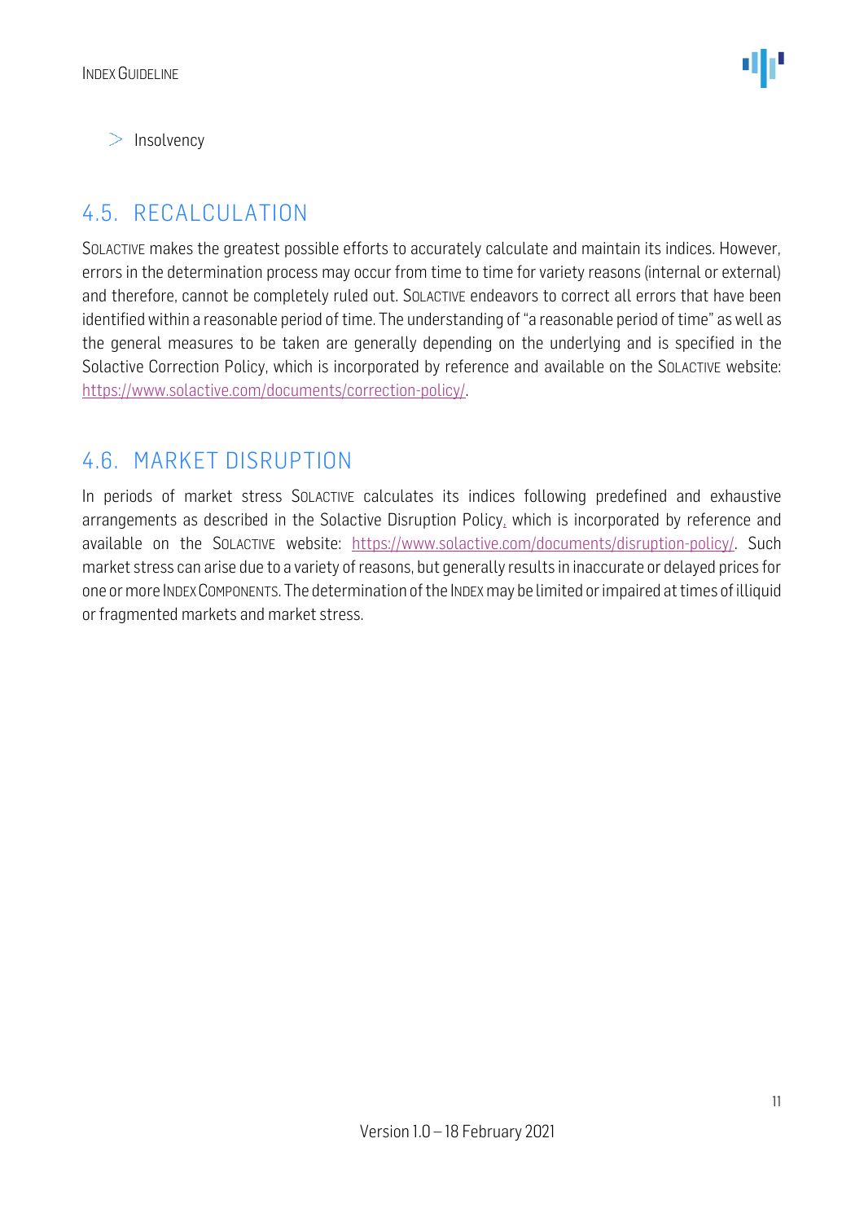- Insolvency

## 4.5. RECALCULATION

SOLACTIVE makes the greatest possible efforts to accurately calculate and maintain its indices. However, errors in the determination process may occur from time to time for variety reasons (internal or external) and therefore, cannot be completely ruled out. SOLACTIVE endeavors to correct all errors that have been identified within a reasonable period of time. The understanding of "a reasonable period of time" as well as the general measures to be taken are generally depending on the underlying and is specified in the Solactive Correction Policy, which is incorporated by reference and available on the SOLACTIVE website: https://www.solactive.com/documents/correction-policy/.

## 4.6. MARKET DISRUPTION

In periods of market stress SOLACTIVE calculates its indices following predefined and exhaustive arrangements as described in the Solactive Disruption Policy, which is incorporated by reference and available on the SOLACTIVE website: https://www.solactive.com/documents/disruption-policy/. Such market stress can arise due to a variety of reasons, but generally results in inaccurate or delayed prices for one or more INDEX COMPONENTS. The determination of the INDEX may be limited or impaired at times of illiquid or fragmented markets and market stress.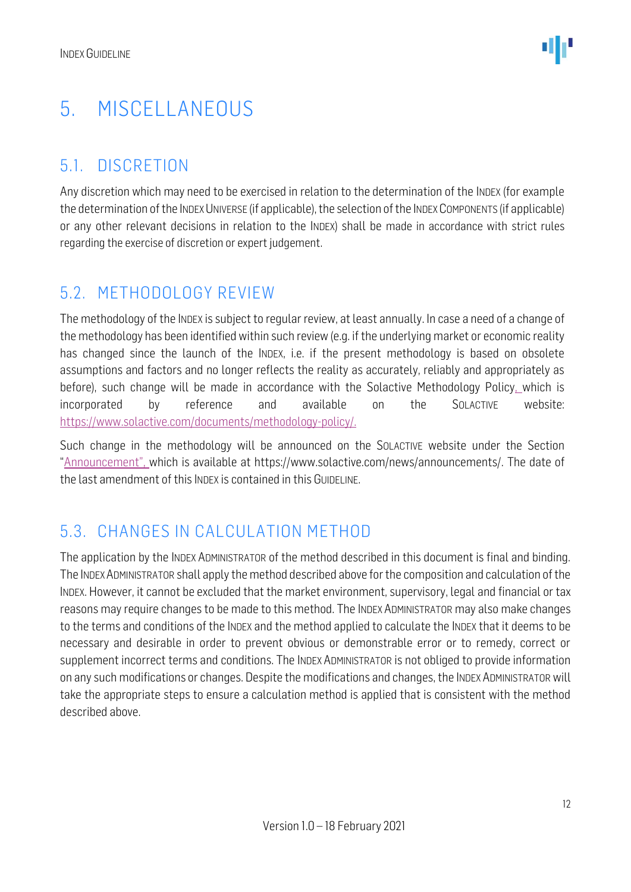# 5. MISCELLANEOUS

## 5.1. DISCRETION

Any discretion which may need to be exercised in relation to the determination of the INDEX (for example the determination of the INDEX UNIVERSE (if applicable), the selection of the INDEX COMPONENTS (if applicable) or any other relevant decisions in relation to the INDEX) shall be made in accordance with strict rules regarding the exercise of discretion or expert judgement.

## 5.2. METHODOLOGY REVIEW

The methodology of the INDEX is subject to regular review, at least annually. In case a need of a change of the methodology has been identified within such review (e.g. if the underlying market or economic reality has changed since the launch of the INDEX, i.e. if the present methodology is based on obsolete assumptions and factors and no longer reflects the reality as accurately, reliably and appropriately as before), such change will be made in accordance with the Solactive Methodology Policy, which is incorporated by reference and available on the SOLACTIVE website: https://www.solactive.com/documents/methodology-policy/.

Such change in the methodology will be announced on the SOLACTIVE website under the Section "Announcement", which is available at https://www.solactive.com/news/announcements/. The date of the last amendment of this INDEX is contained in this GUIDELINE.

## 5.3. CHANGES IN CALCULATION METHOD

The application by the INDEX ADMINISTRATOR of the method described in this document is final and binding. The INDEX ADMINISTRATOR shall apply the method described above for the composition and calculation of the INDEX. However, it cannot be excluded that the market environment, supervisory, legal and financial or tax reasons may require changes to be made to this method. The INDEX ADMINISTRATOR may also make changes to the terms and conditions of the INDEX and the method applied to calculate the INDEX that it deems to be necessary and desirable in order to prevent obvious or demonstrable error or to remedy, correct or supplement incorrect terms and conditions. The INDEX ADMINISTRATOR is not obliged to provide information on any such modifications or changes. Despite the modifications and changes, the INDEX ADMINISTRATOR will take the appropriate steps to ensure a calculation method is applied that is consistent with the method described above.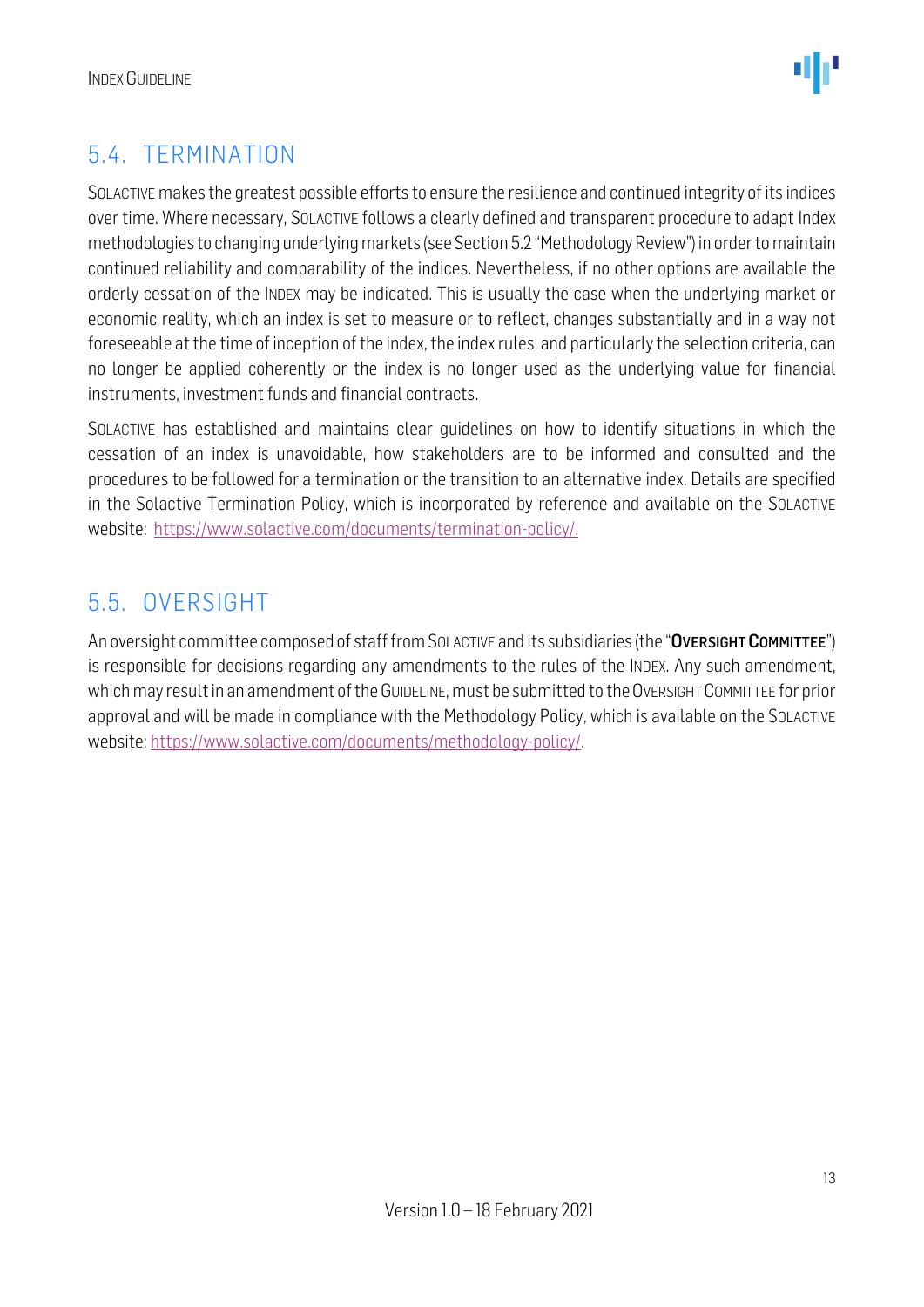## 5.4. TERMINATION

SOLACTIVE makes the greatest possible efforts to ensure the resilience and continued integrity of its indices over time. Where necessary, SOLACTIVE follows a clearly defined and transparent procedure to adapt Index methodologies to changing underlying markets (see Section 5.2 "Methodology Review") in order to maintain continued reliability and comparability of the indices. Nevertheless, if no other options are available the orderly cessation of the INDEX may be indicated. This is usually the case when the underlying market or economic reality, which an index is set to measure or to reflect, changes substantially and in a way not foreseeable at the time of inception of the index, the index rules, and particularly the selection criteria, can no longer be applied coherently or the index is no longer used as the underlying value for financial instruments, investment funds and financial contracts.

SOLACTIVE has established and maintains clear guidelines on how to identify situations in which the cessation of an index is unavoidable, how stakeholders are to be informed and consulted and the procedures to be followed for a termination or the transition to an alternative index. Details are specified in the Solactive Termination Policy, which is incorporated by reference and available on the SOLACTIVE website: https://www.solactive.com/documents/termination-policy/.

## 5.5. OVERSIGHT

An oversight committee composed of staff from SOLACTIVE and its subsidiaries (the "**OVERSIGHT COMMITTEE**") is responsible for decisions regarding any amendments to the rules of the INDEX. Any such amendment, which may result in an amendment of the GUIDELINE, must be submitted to the OVERSIGHT COMMITTEE for prior approval and will be made in compliance with the Methodology Policy, which is available on the SOLACTIVE website: https://www.solactive.com/documents/methodology-policy/.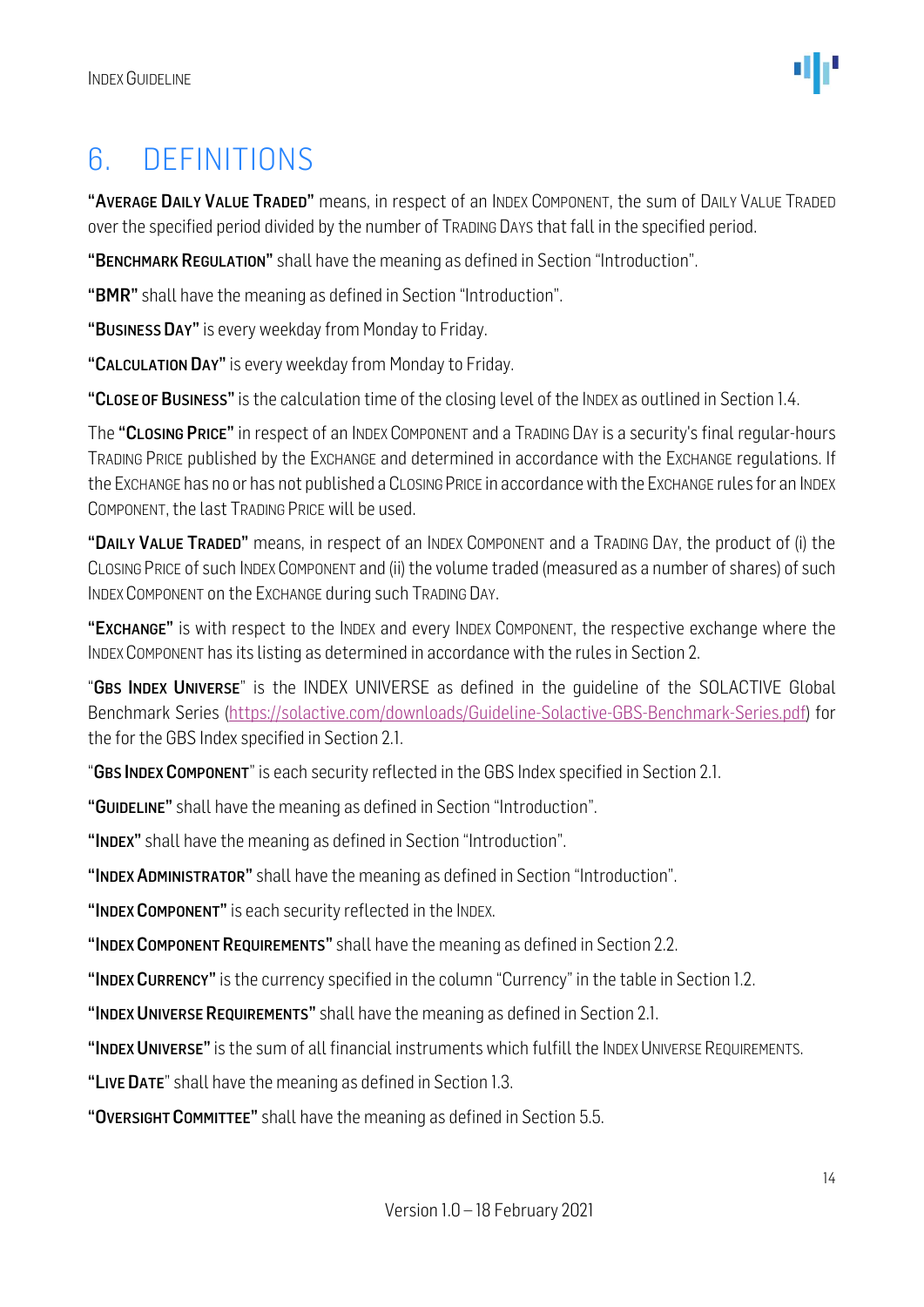# 6. DEFINITIONS

**"Average Daily Value Traded"** means, in respect of an Index Component, the sum of Daily Value Traded over the specified period divided by the number of Trading Days that fall in the specified period.

**"Benchmark Regulation"** shall have the meaning as defined in Section "Introduction".

**"BMR"** shall have the meaning as defined in Section "Introduction".

**"Business Day"** is every weekday from Monday to Friday.

**"Calculation Day"** is every weekday from Monday to Friday.

**"Close of Business"** is the calculation time of the closing level of the Index as outlined in Section 1.4.

The **"Closing Price"** in respect of an Index Component and a Trading Day is a security's final regular-hours Trading Price published by the Exchange and determined in accordance with the Exchange regulations. If the Exchange has no or has not published a Closing Price in accordance with the Exchange rules for an Index Component, the last Trading Price will be used.

**"Daily Value Traded"** means, in respect of an Index Component and a Trading Day, the product of (i) the Closing Price of such Index Component and (ii) the volume traded (measured as a number of shares) of such Index Component on the Exchange during such Trading Day.

**"Exchange"** is with respect to the Index and every Index Component, the respective exchange where the Index Component has its listing as determined in accordance with the rules in Section 2.

"**Gbs Index Universe**" is the INDEX UNIVERSE as defined in the guideline of the SOLACTIVE Global Benchmark Series (https://solactive.com/downloads/Guideline-Solactive-GBS-Benchmark-Series.pdf) for the for the GBS Index specified in Section 2.1.

"**Gbs Index Component**" is each security reflected in the GBS Index specified in Section 2.1.

**"Guideline"** shall have the meaning as defined in Section "Introduction".

**"Index"** shall have the meaning as defined in Section "Introduction".

**"Index Administrator"** shall have the meaning as defined in Section "Introduction".

**"Index Component"** is each security reflected in the Index.

**"Index Component Requirements"** shall have the meaning as defined in Section 2.2.

**"Index Currency"** is the currency specified in the column "Currency" in the table in Section 1.2.

**"Index Universe Requirements"** shall have the meaning as defined in Section 2.1.

**"Index Universe"** is the sum of all financial instruments which fulfill the Index Universe Requirements.

**"Live Date"** shall have the meaning as defined in Section 1.3.

**"Oversight Committee"** shall have the meaning as defined in Section 5.5.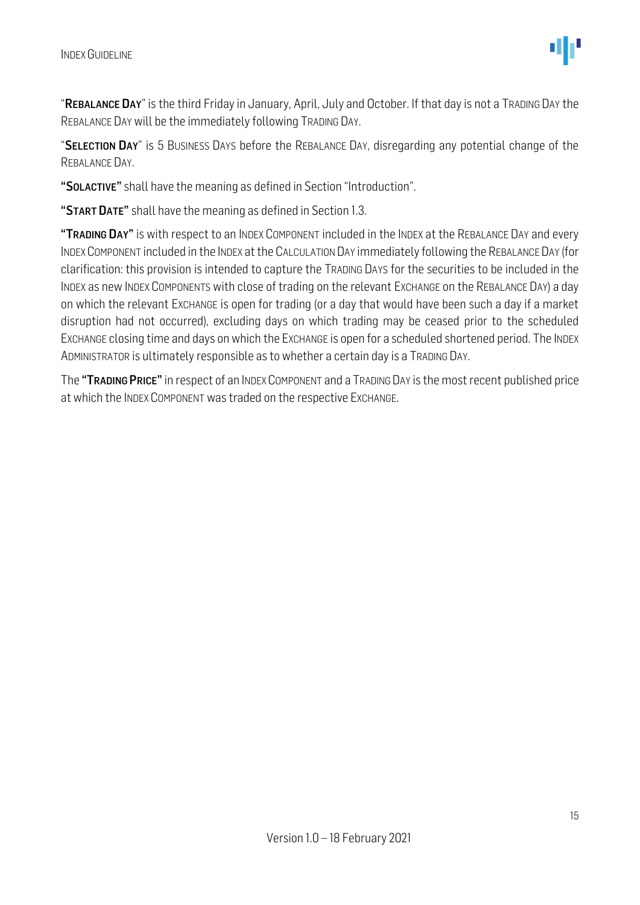"**REBALANCE DAY**" is the third Friday in January, April, July and October. If that day is not a TRADING DAY the REBALANCE DAY will be the immediately following TRADING DAY.

"**SELECTION DAY**" is 5 BUSINESS DAYS before the REBALANCE DAY, disregarding any potential change of the REBALANCE DAY.

**"SOLACTIVE"** shall have the meaning as defined in Section "Introduction".

**"START DATE"** shall have the meaning as defined in Section 1.3.

**"TRADING DAY"** is with respect to an INDEX COMPONENT included in the INDEX at the REBALANCE DAY and every INDEX COMPONENT included in the INDEX at the CALCULATION DAY immediately following the REBALANCE DAY (for clarification: this provision is intended to capture the TRADING DAYS for the securities to be included in the INDEX as new INDEX COMPONENTS with close of trading on the relevant EXCHANGE on the REBALANCE DAY) a day on which the relevant EXCHANGE is open for trading (or a day that would have been such a day if a market disruption had not occurred), excluding days on which trading may be ceased prior to the scheduled EXCHANGE closing time and days on which the EXCHANGE is open for a scheduled shortened period. The INDEX ADMINISTRATOR is ultimately responsible as to whether a certain day is a TRADING DAY.

The **"TRADING PRICE"** in respect of an INDEX COMPONENT and a TRADING DAY is the most recent published price at which the INDEX COMPONENT was traded on the respective EXCHANGE.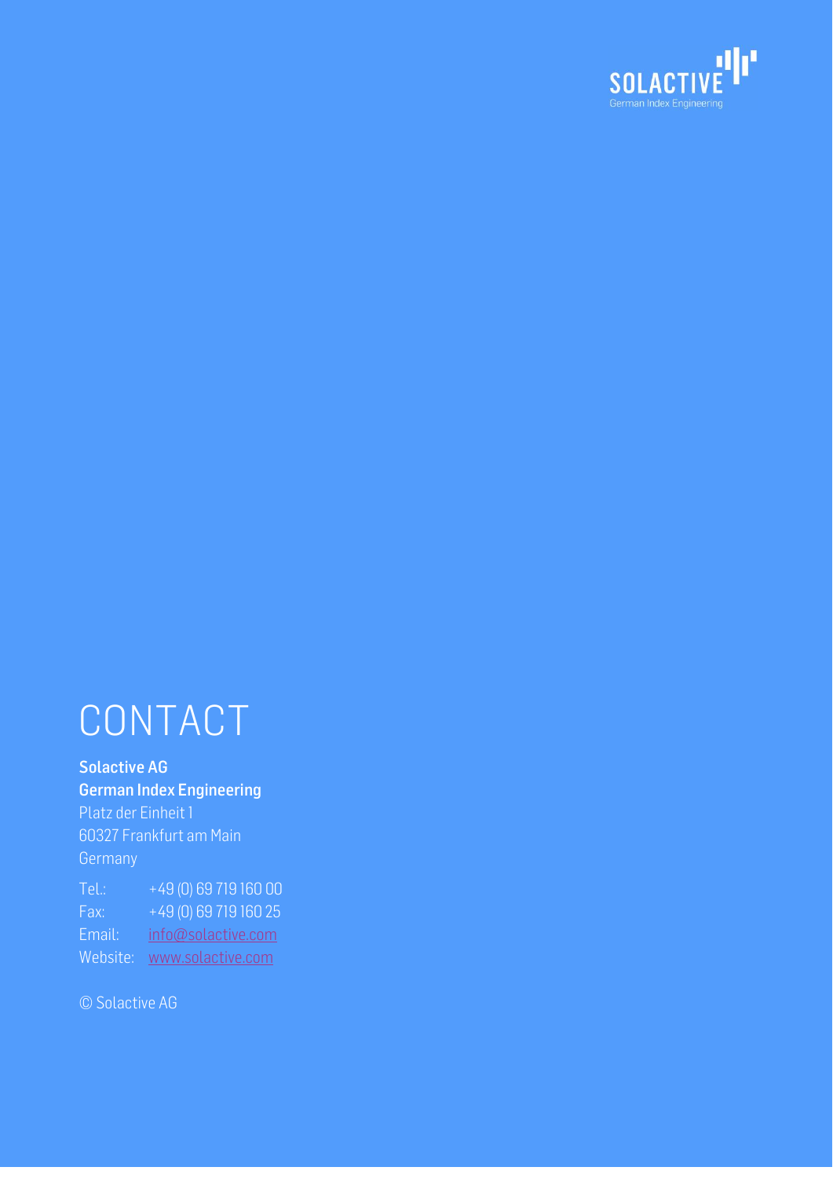# CONTACT

**Solactive AG**
**German Index Engineering**
Platz der Einheit 1
60327 Frankfurt am Main
Germany

| | |
|---|---|
| Tel.: | +49 (0) 69 719 160 00 |
| Fax: | +49 (0) 69 719 160 25 |
| Email: | info@solactive.com |
| Website: | www.solactive.com |

© Solactive AG